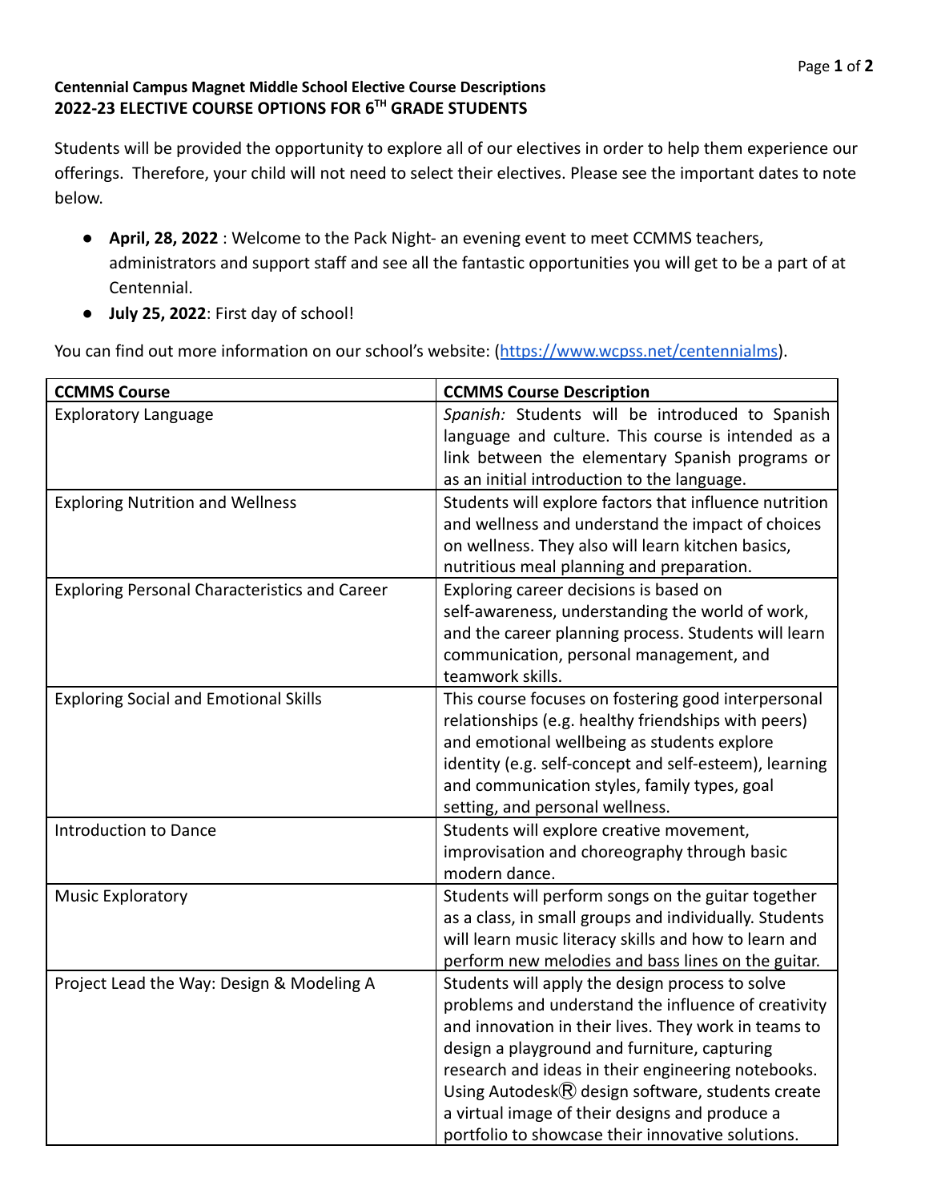**Centennial Campus Magnet Middle School Elective Course Descriptions**
**2022-23 ELECTIVE COURSE OPTIONS FOR 6TH GRADE STUDENTS**

Students will be provided the opportunity to explore all of our electives in order to help them experience our offerings. Therefore, your child will not need to select their electives. Please see the important dates to note below.

- **April, 28, 2022** : Welcome to the Pack Night- an evening event to meet CCMMS teachers, administrators and support staff and see all the fantastic opportunities you will get to be a part of at Centennial.
- **July 25, 2022**: First day of school!

You can find out more information on our school's website: (https://www.wcpss.net/centennialms).

| **CCMMS Course** | **CCMMS Course Description** |
|---|---|
| Exploratory Language | *Spanish:* Students will be introduced to Spanish language and culture. This course is intended as a link between the elementary Spanish programs or as an initial introduction to the language. |
| Exploring Nutrition and Wellness | Students will explore factors that influence nutrition and wellness and understand the impact of choices on wellness. They also will learn kitchen basics, nutritious meal planning and preparation. |
| Exploring Personal Characteristics and Career | Exploring career decisions is based on self-awareness, understanding the world of work, and the career planning process. Students will learn communication, personal management, and teamwork skills. |
| Exploring Social and Emotional Skills | This course focuses on fostering good interpersonal relationships (e.g. healthy friendships with peers) and emotional wellbeing as students explore identity (e.g. self-concept and self-esteem), learning and communication styles, family types, goal setting, and personal wellness. |
| Introduction to Dance | Students will explore creative movement, improvisation and choreography through basic modern dance. |
| Music Exploratory | Students will perform songs on the guitar together as a class, in small groups and individually. Students will learn music literacy skills and how to learn and perform new melodies and bass lines on the guitar. |
| Project Lead the Way: Design & Modeling A | Students will apply the design process to solve problems and understand the influence of creativity and innovation in their lives. They work in teams to design a playground and furniture, capturing research and ideas in their engineering notebooks. Using Autodesk® design software, students create a virtual image of their designs and produce a portfolio to showcase their innovative solutions. |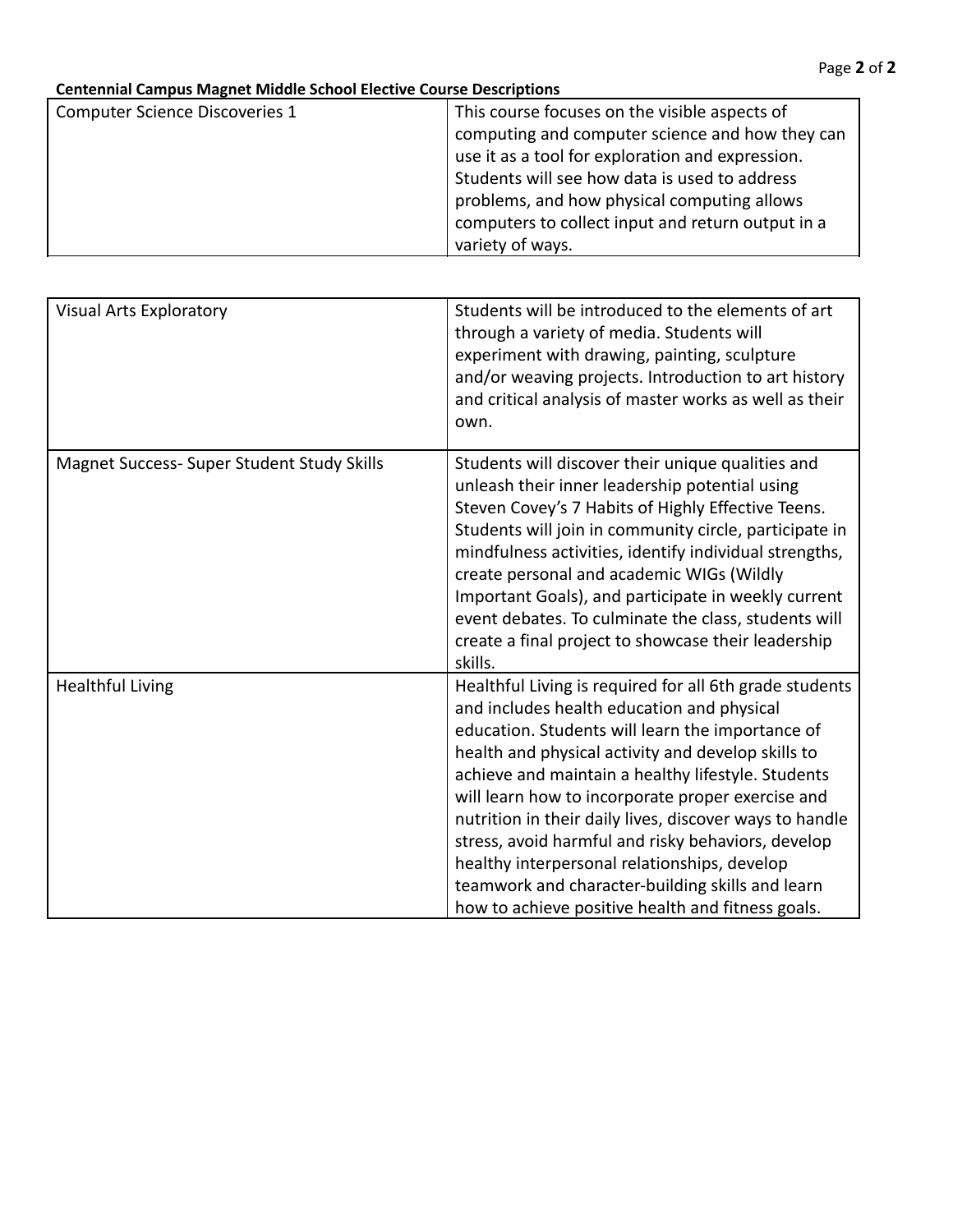**Centennial Campus Magnet Middle School Elective Course Descriptions**

| | |
|---|---|
| Computer Science Discoveries 1 | This course focuses on the visible aspects of computing and computer science and how they can use it as a tool for exploration and expression. Students will see how data is used to address problems, and how physical computing allows computers to collect input and return output in a variety of ways. |

| | |
|---|---|
| Visual Arts Exploratory | Students will be introduced to the elements of art through a variety of media. Students will experiment with drawing, painting, sculpture and/or weaving projects. Introduction to art history and critical analysis of master works as well as their own. |
| Magnet Success- Super Student Study Skills | Students will discover their unique qualities and unleash their inner leadership potential using Steven Covey's 7 Habits of Highly Effective Teens. Students will join in community circle, participate in mindfulness activities, identify individual strengths, create personal and academic WIGs (Wildly Important Goals), and participate in weekly current event debates. To culminate the class, students will create a final project to showcase their leadership skills. |
| Healthful Living | Healthful Living is required for all 6th grade students and includes health education and physical education. Students will learn the importance of health and physical activity and develop skills to achieve and maintain a healthy lifestyle. Students will learn how to incorporate proper exercise and nutrition in their daily lives, discover ways to handle stress, avoid harmful and risky behaviors, develop healthy interpersonal relationships, develop teamwork and character-building skills and learn how to achieve positive health and fitness goals. |